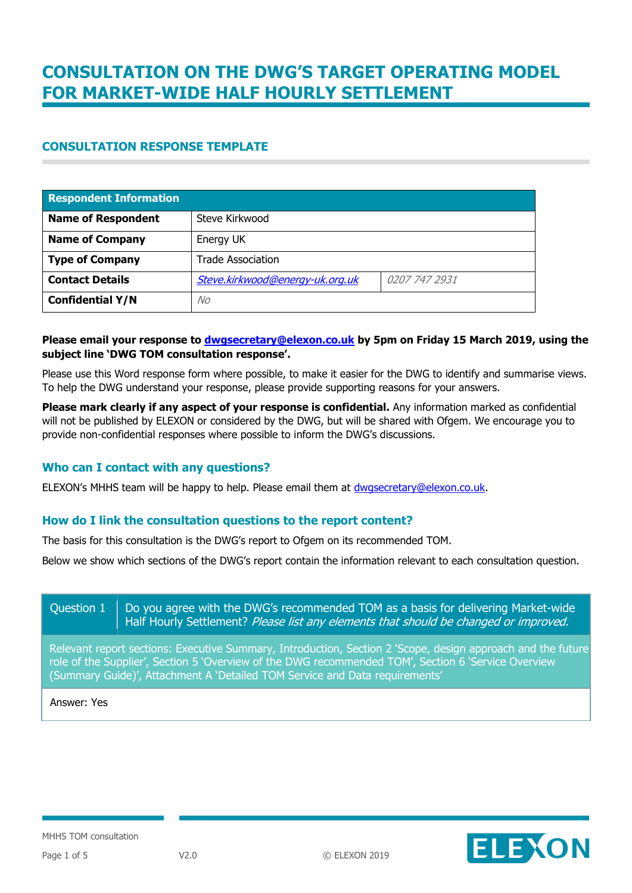# CONSULTATION ON THE DWG'S TARGET OPERATING MODEL FOR MARKET-WIDE HALF HOURLY SETTLEMENT

## CONSULTATION RESPONSE TEMPLATE

| Respondent Information | | |
|---|---|---|
| **Name of Respondent** | Steve Kirkwood | |
| **Name of Company** | Energy UK | |
| **Type of Company** | Trade Association | |
| **Contact Details** | *Steve.kirkwood@energy-uk.org.uk* | *0207 747 2931* |
| **Confidential Y/N** | *No* | |

**Please email your response to dwgsecretary@elexon.co.uk by 5pm on Friday 15 March 2019, using the subject line 'DWG TOM consultation response'.**

Please use this Word response form where possible, to make it easier for the DWG to identify and summarise views. To help the DWG understand your response, please provide supporting reasons for your answers.

**Please mark clearly if any aspect of your response is confidential.** Any information marked as confidential will not be published by ELEXON or considered by the DWG, but will be shared with Ofgem. We encourage you to provide non-confidential responses where possible to inform the DWG's discussions.

### Who can I contact with any questions?

ELEXON's MHHS team will be happy to help. Please email them at dwgsecretary@elexon.co.uk.

### How do I link the consultation questions to the report content?

The basis for this consultation is the DWG's report to Ofgem on its recommended TOM.

Below we show which sections of the DWG's report contain the information relevant to each consultation question.

| Question 1 | Do you agree with the DWG's recommended TOM as a basis for delivering Market-wide Half Hourly Settlement? *Please list any elements that should be changed or improved.* |
|---|---|
| Relevant report sections: Executive Summary, Introduction, Section 2 'Scope, design approach and the future role of the Supplier', Section 5 'Overview of the DWG recommended TOM', Section 6 'Service Overview (Summary Guide)', Attachment A 'Detailed TOM Service and Data requirements' | |
| Answer: Yes | |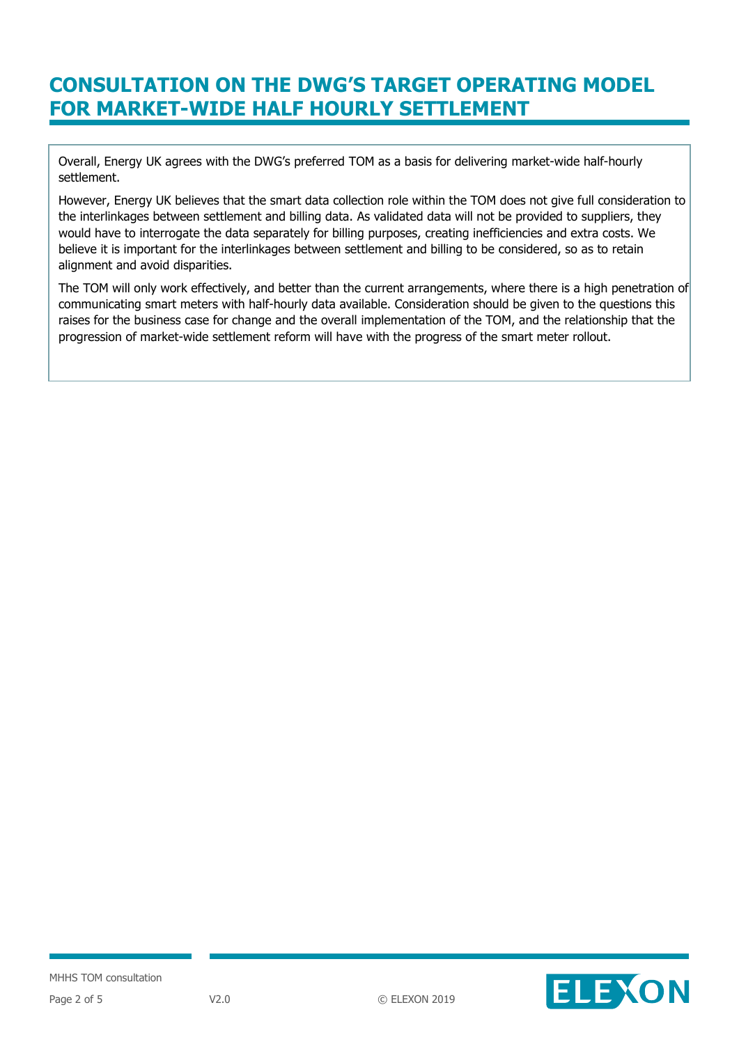# CONSULTATION ON THE DWG'S TARGET OPERATING MODEL FOR MARKET-WIDE HALF HOURLY SETTLEMENT

Overall, Energy UK agrees with the DWG's preferred TOM as a basis for delivering market-wide half-hourly settlement.

However, Energy UK believes that the smart data collection role within the TOM does not give full consideration to the interlinkages between settlement and billing data. As validated data will not be provided to suppliers, they would have to interrogate the data separately for billing purposes, creating inefficiencies and extra costs. We believe it is important for the interlinkages between settlement and billing to be considered, so as to retain alignment and avoid disparities.

The TOM will only work effectively, and better than the current arrangements, where there is a high penetration of communicating smart meters with half-hourly data available. Consideration should be given to the questions this raises for the business case for change and the overall implementation of the TOM, and the relationship that the progression of market-wide settlement reform will have with the progress of the smart meter rollout.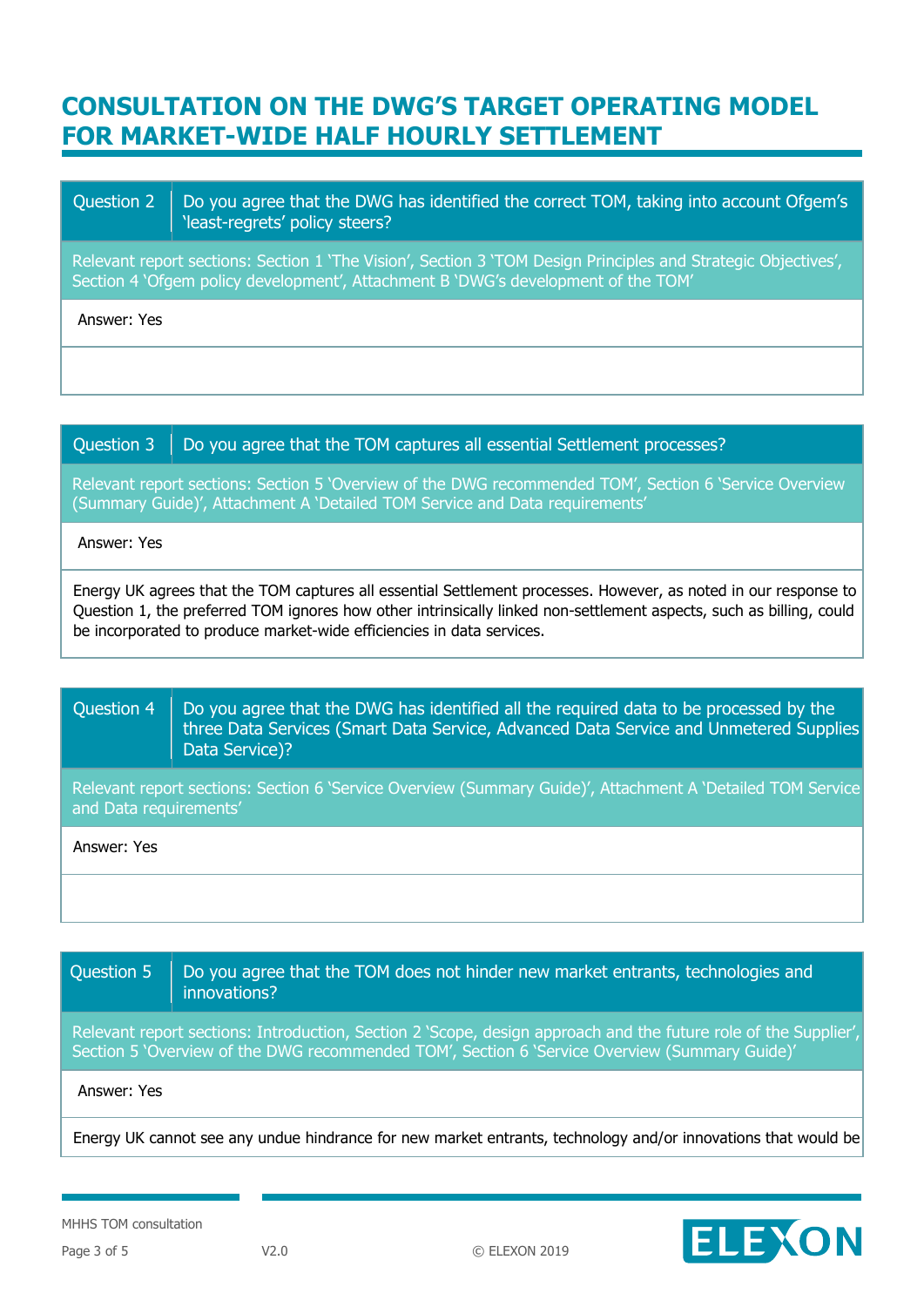## CONSULTATION ON THE DWG'S TARGET OPERATING MODEL FOR MARKET-WIDE HALF HOURLY SETTLEMENT

| Question 2 | Do you agree that the DWG has identified the correct TOM, taking into account Ofgem's 'least-regrets' policy steers? |
|---|---|

Relevant report sections: Section 1 'The Vision', Section 3 'TOM Design Principles and Strategic Objectives', Section 4 'Ofgem policy development', Attachment B 'DWG's development of the TOM'

Answer: Yes

| Question 3 | Do you agree that the TOM captures all essential Settlement processes? |
|---|---|

Relevant report sections: Section 5 'Overview of the DWG recommended TOM', Section 6 'Service Overview (Summary Guide)', Attachment A 'Detailed TOM Service and Data requirements'

Answer: Yes

Energy UK agrees that the TOM captures all essential Settlement processes. However, as noted in our response to Question 1, the preferred TOM ignores how other intrinsically linked non-settlement aspects, such as billing, could be incorporated to produce market-wide efficiencies in data services.

| Question 4 | Do you agree that the DWG has identified all the required data to be processed by the three Data Services (Smart Data Service, Advanced Data Service and Unmetered Supplies Data Service)? |
|---|---|

Relevant report sections: Section 6 'Service Overview (Summary Guide)', Attachment A 'Detailed TOM Service and Data requirements'

Answer: Yes

| Question 5 | Do you agree that the TOM does not hinder new market entrants, technologies and innovations? |
|---|---|

Relevant report sections: Introduction, Section 2 'Scope, design approach and the future role of the Supplier', Section 5 'Overview of the DWG recommended TOM', Section 6 'Service Overview (Summary Guide)'

Answer: Yes

Energy UK cannot see any undue hindrance for new market entrants, technology and/or innovations that would be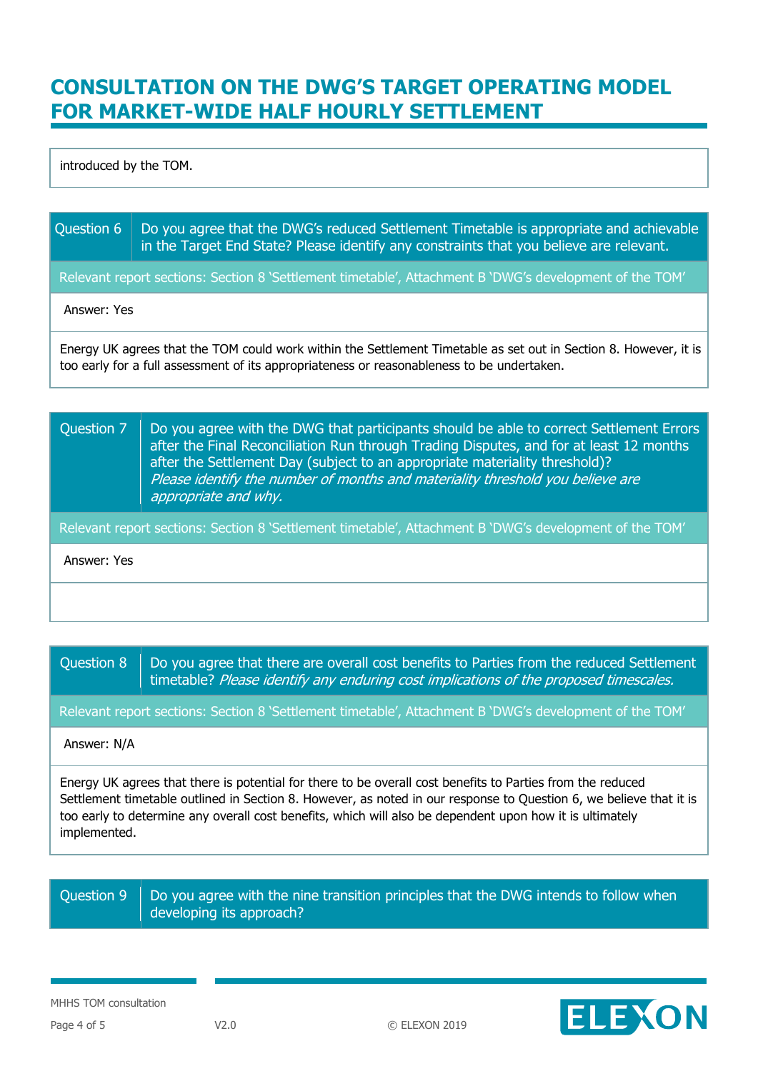introduced by the TOM.

| Question 6 | Do you agree that the DWG's reduced Settlement Timetable is appropriate and achievable in the Target End State? Please identify any constraints that you believe are relevant. |
|---|---|
| Relevant report sections: Section 8 'Settlement timetable', Attachment B 'DWG's development of the TOM' | |
| Answer: Yes | |
| Energy UK agrees that the TOM could work within the Settlement Timetable as set out in Section 8. However, it is too early for a full assessment of its appropriateness or reasonableness to be undertaken. | |

| Question 7 | Do you agree with the DWG that participants should be able to correct Settlement Errors after the Final Reconciliation Run through Trading Disputes, and for at least 12 months after the Settlement Day (subject to an appropriate materiality threshold)? *Please identify the number of months and materiality threshold you believe are appropriate and why.* |
|---|---|
| Relevant report sections: Section 8 'Settlement timetable', Attachment B 'DWG's development of the TOM' | |
| Answer: Yes | |
| | |

| Question 8 | Do you agree that there are overall cost benefits to Parties from the reduced Settlement timetable? *Please identify any enduring cost implications of the proposed timescales.* |
|---|---|
| Relevant report sections: Section 8 'Settlement timetable', Attachment B 'DWG's development of the TOM' | |
| Answer: N/A | |
| Energy UK agrees that there is potential for there to be overall cost benefits to Parties from the reduced Settlement timetable outlined in Section 8. However, as noted in our response to Question 6, we believe that it is too early to determine any overall cost benefits, which will also be dependent upon how it is ultimately implemented. | |

| Question 9 | Do you agree with the nine transition principles that the DWG intends to follow when developing its approach? |
|---|---|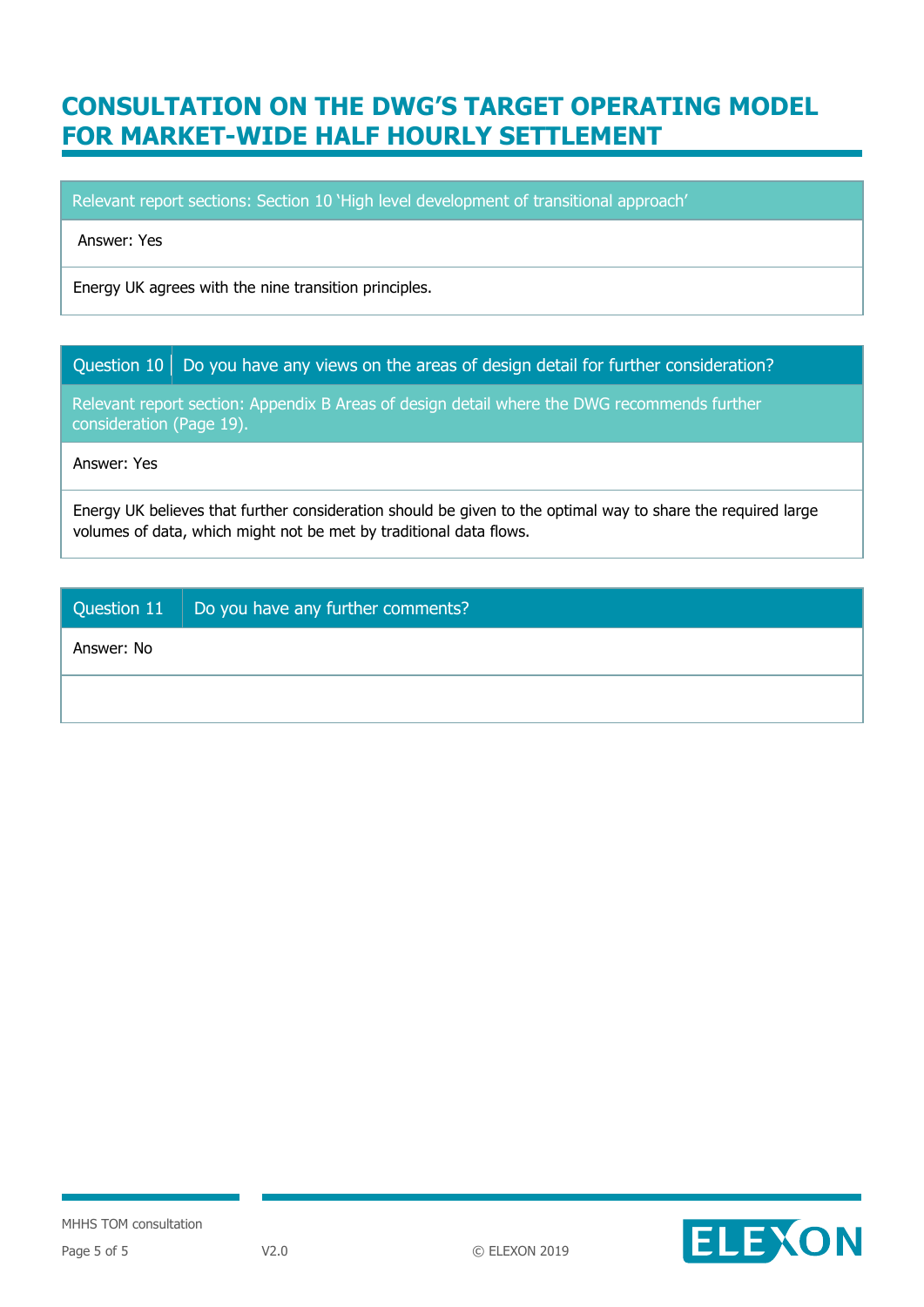# CONSULTATION ON THE DWG'S TARGET OPERATING MODEL FOR MARKET-WIDE HALF HOURLY SETTLEMENT

Relevant report sections: Section 10 'High level development of transitional approach'

Answer: Yes

Energy UK agrees with the nine transition principles.

| Question 10 | Do you have any views on the areas of design detail for further consideration? |
|---|---|

Relevant report section: Appendix B Areas of design detail where the DWG recommends further consideration (Page 19).

Answer: Yes

Energy UK believes that further consideration should be given to the optimal way to share the required large volumes of data, which might not be met by traditional data flows.

| Question 11 | Do you have any further comments? |
|---|---|

Answer: No